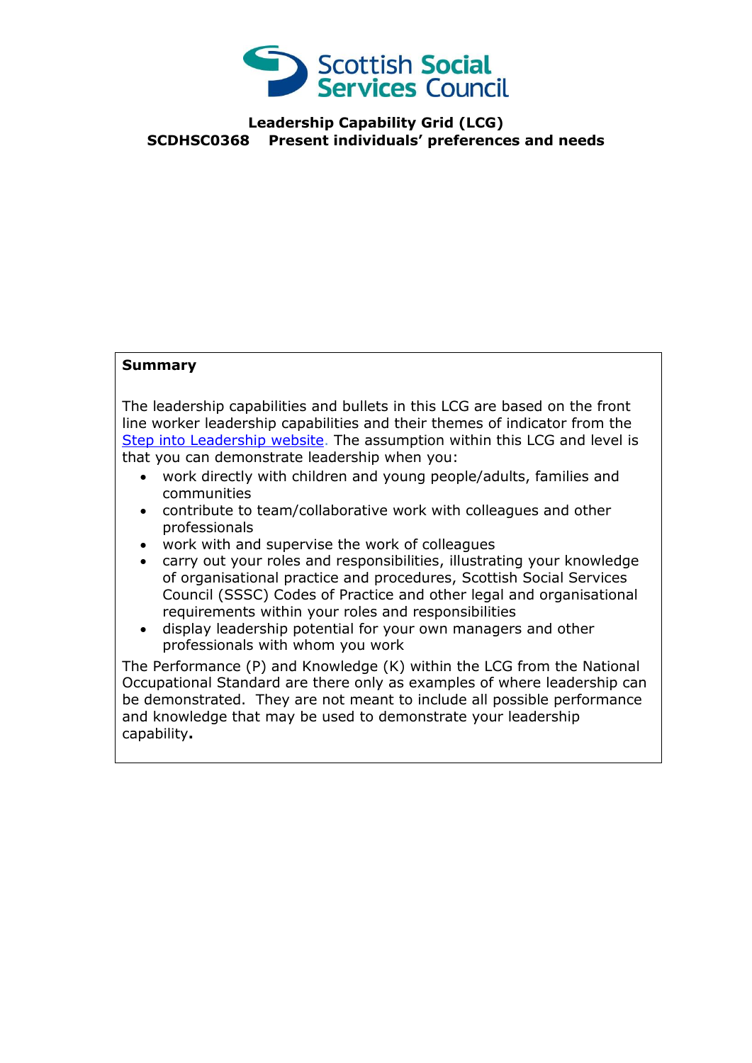**Leadership Capability Grid (LCG)**
**SCDHSC0368 Present individuals' preferences and needs**

**Summary**

The leadership capabilities and bullets in this LCG are based on the front line worker leadership capabilities and their themes of indicator from the [Step into Leadership website](). The assumption within this LCG and level is that you can demonstrate leadership when you:

- work directly with children and young people/adults, families and communities
- contribute to team/collaborative work with colleagues and other professionals
- work with and supervise the work of colleagues
- carry out your roles and responsibilities, illustrating your knowledge of organisational practice and procedures, Scottish Social Services Council (SSSC) Codes of Practice and other legal and organisational requirements within your roles and responsibilities
- display leadership potential for your own managers and other professionals with whom you work

The Performance (P) and Knowledge (K) within the LCG from the National Occupational Standard are there only as examples of where leadership can be demonstrated. They are not meant to include all possible performance and knowledge that may be used to demonstrate your leadership capability**.**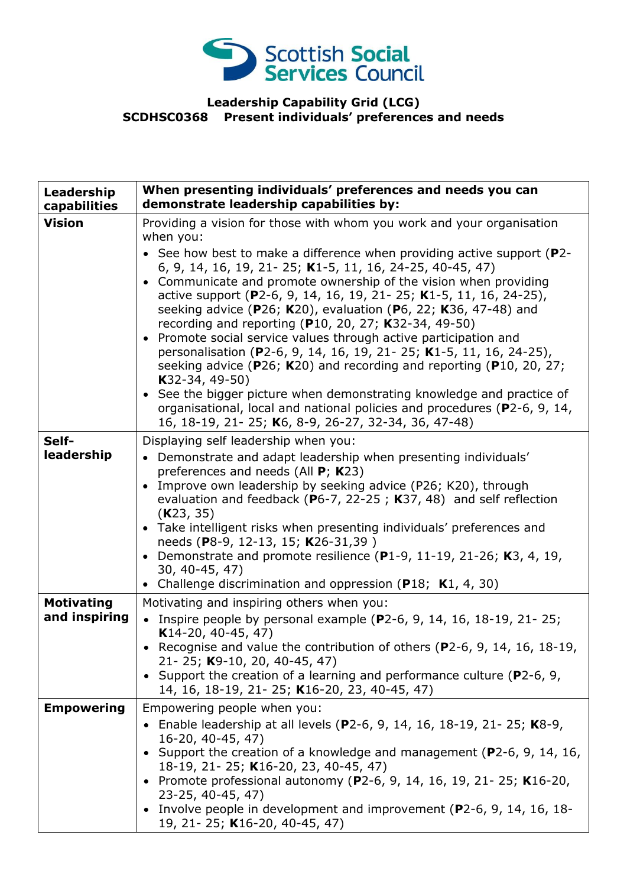Scottish Social Services Council

**Leadership Capability Grid (LCG)**
**SCDHSC0368 Present individuals' preferences and needs**

| **Leadership capabilities** | **When presenting individuals' preferences and needs you can demonstrate leadership capabilities by:** |
|---|---|
| **Vision** | Providing a vision for those with whom you work and your organisation when you: <br>• See how best to make a difference when providing active support (**P**2-6, 9, 14, 16, 19, 21- 25; **K**1-5, 11, 16, 24-25, 40-45, 47) <br>• Communicate and promote ownership of the vision when providing active support (**P**2-6, 9, 14, 16, 19, 21- 25; **K**1-5, 11, 16, 24-25), seeking advice (**P**26; **K**20), evaluation (**P**6, 22; **K**36, 47-48) and recording and reporting (**P**10, 20, 27; **K**32-34, 49-50) <br>• Promote social service values through active participation and personalisation (**P**2-6, 9, 14, 16, 19, 21- 25; **K**1-5, 11, 16, 24-25), seeking advice (**P**26; **K**20) and recording and reporting (**P**10, 20, 27; **K**32-34, 49-50) <br>• See the bigger picture when demonstrating knowledge and practice of organisational, local and national policies and procedures (**P**2-6, 9, 14, 16, 18-19, 21- 25; **K**6, 8-9, 26-27, 32-34, 36, 47-48) |
| **Self-leadership** | Displaying self leadership when you: <br>• Demonstrate and adapt leadership when presenting individuals' preferences and needs (All **P**; **K**23) <br>• Improve own leadership by seeking advice (P26; K20), through evaluation and feedback (**P**6-7, 22-25 ; **K**37, 48) and self reflection (**K**23, 35) <br>• Take intelligent risks when presenting individuals' preferences and needs (**P**8-9, 12-13, 15; **K**26-31,39 ) <br>• Demonstrate and promote resilience (**P**1-9, 11-19, 21-26; **K**3, 4, 19, 30, 40-45, 47) <br>• Challenge discrimination and oppression (**P**18; **K**1, 4, 30) |
| **Motivating and inspiring** | Motivating and inspiring others when you: <br>• Inspire people by personal example (**P**2-6, 9, 14, 16, 18-19, 21- 25; **K**14-20, 40-45, 47) <br>• Recognise and value the contribution of others (**P**2-6, 9, 14, 16, 18-19, 21- 25; **K**9-10, 20, 40-45, 47) <br>• Support the creation of a learning and performance culture (**P**2-6, 9, 14, 16, 18-19, 21- 25; **K**16-20, 23, 40-45, 47) |
| **Empowering** | Empowering people when you: <br>• Enable leadership at all levels (**P**2-6, 9, 14, 16, 18-19, 21- 25; **K**8-9, 16-20, 40-45, 47) <br>• Support the creation of a knowledge and management (**P**2-6, 9, 14, 16, 18-19, 21- 25; **K**16-20, 23, 40-45, 47) <br>• Promote professional autonomy (**P**2-6, 9, 14, 16, 19, 21- 25; **K**16-20, 23-25, 40-45, 47) <br>• Involve people in development and improvement (**P**2-6, 9, 14, 16, 18-19, 21- 25; **K**16-20, 40-45, 47) |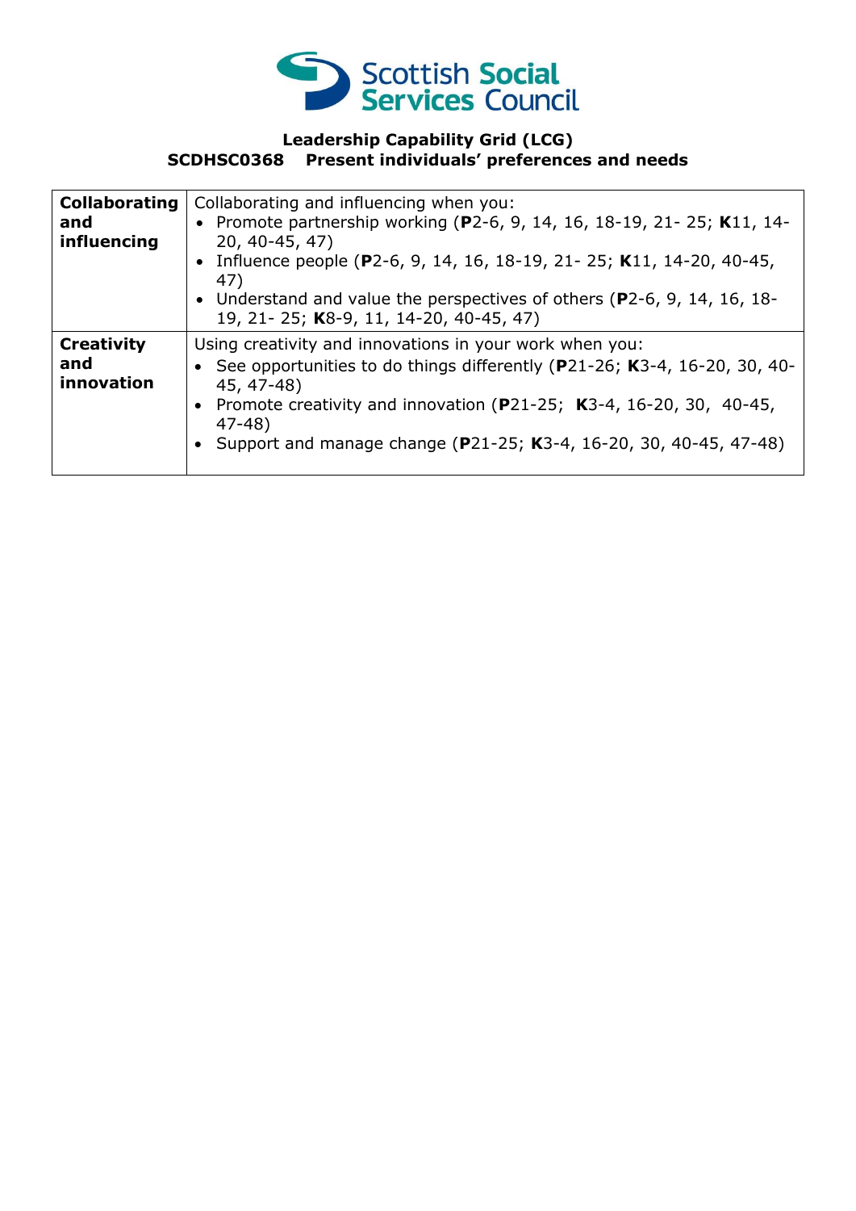**Leadership Capability Grid (LCG)**
**SCDHSC0368 Present individuals' preferences and needs**

| | |
|---|---|
| **Collaborating and influencing** | Collaborating and influencing when you:<br>• Promote partnership working (**P**2-6, 9, 14, 16, 18-19, 21- 25; **K**11, 14-20, 40-45, 47)<br>• Influence people (**P**2-6, 9, 14, 16, 18-19, 21- 25; **K**11, 14-20, 40-45, 47)<br>• Understand and value the perspectives of others (**P**2-6, 9, 14, 16, 18-19, 21- 25; **K**8-9, 11, 14-20, 40-45, 47) |
| **Creativity and innovation** | Using creativity and innovations in your work when you:<br>• See opportunities to do things differently (**P**21-26; **K**3-4, 16-20, 30, 40-45, 47-48)<br>• Promote creativity and innovation (**P**21-25; **K**3-4, 16-20, 30, 40-45, 47-48)<br>• Support and manage change (**P**21-25; **K**3-4, 16-20, 30, 40-45, 47-48) |